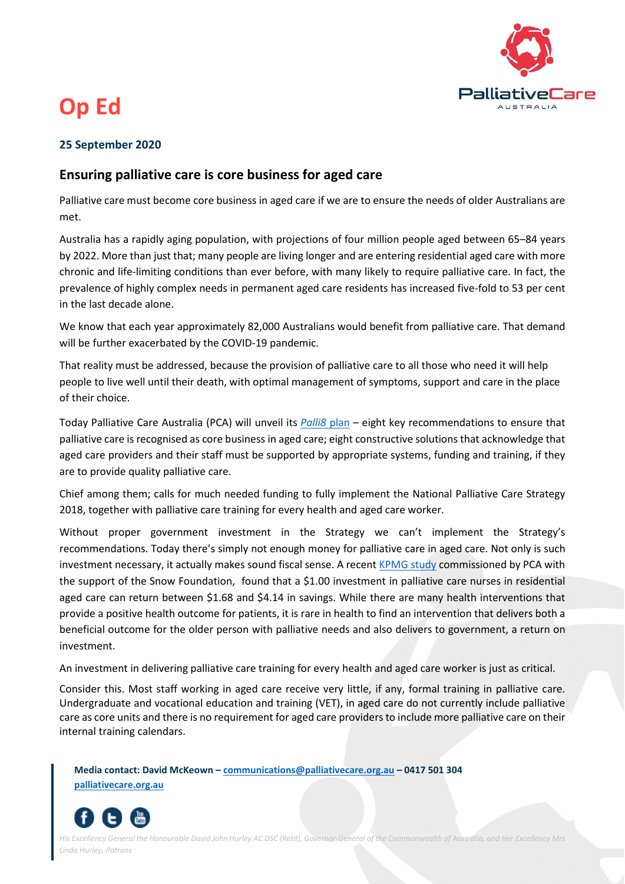# Op Ed

**25 September 2020**

## Ensuring palliative care is core business for aged care

Palliative care must become core business in aged care if we are to ensure the needs of older Australians are met.

Australia has a rapidly aging population, with projections of four million people aged between 65–84 years by 2022. More than just that; many people are living longer and are entering residential aged care with more chronic and life-limiting conditions than ever before, with many likely to require palliative care. In fact, the prevalence of highly complex needs in permanent aged care residents has increased five-fold to 53 per cent in the last decade alone.

We know that each year approximately 82,000 Australians would benefit from palliative care. That demand will be further exacerbated by the COVID-19 pandemic.

That reality must be addressed, because the provision of palliative care to all those who need it will help people to live well until their death, with optimal management of symptoms, support and care in the place of their choice.

Today Palliative Care Australia (PCA) will unveil its *Palli8* plan – eight key recommendations to ensure that palliative care is recognised as core business in aged care; eight constructive solutions that acknowledge that aged care providers and their staff must be supported by appropriate systems, funding and training, if they are to provide quality palliative care.

Chief among them; calls for much needed funding to fully implement the National Palliative Care Strategy 2018, together with palliative care training for every health and aged care worker.

Without proper government investment in the Strategy we can't implement the Strategy's recommendations. Today there's simply not enough money for palliative care in aged care. Not only is such investment necessary, it actually makes sound fiscal sense. A recent KPMG study commissioned by PCA with the support of the Snow Foundation, found that a $1.00 investment in palliative care nurses in residential aged care can return between $1.68 and $4.14 in savings. While there are many health interventions that provide a positive health outcome for patients, it is rare in health to find an intervention that delivers both a beneficial outcome for the older person with palliative needs and also delivers to government, a return on investment.

An investment in delivering palliative care training for every health and aged care worker is just as critical.

Consider this. Most staff working in aged care receive very little, if any, formal training in palliative care. Undergraduate and vocational education and training (VET), in aged care do not currently include palliative care as core units and there is no requirement for aged care providers to include more palliative care on their internal training calendars.

**Media contact: David McKeown – communications@palliativecare.org.au – 0417 501 304**
**palliativecare.org.au**

*His Excellency General the Honourable David John Hurley AC DSC (Retd), Governor-General of the Commonwealth of Australia, and Her Excellency Mrs Linda Hurley, Patrons*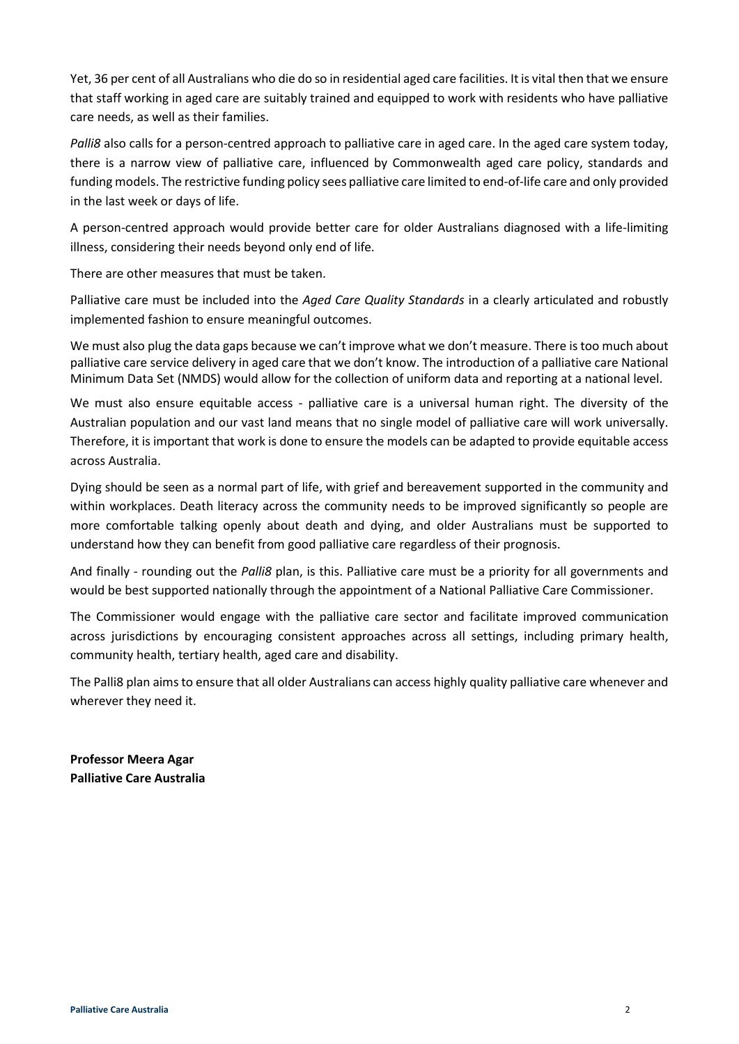Yet, 36 per cent of all Australians who die do so in residential aged care facilities. It is vital then that we ensure that staff working in aged care are suitably trained and equipped to work with residents who have palliative care needs, as well as their families.

*Palli8* also calls for a person-centred approach to palliative care in aged care. In the aged care system today, there is a narrow view of palliative care, influenced by Commonwealth aged care policy, standards and funding models. The restrictive funding policy sees palliative care limited to end-of-life care and only provided in the last week or days of life.

A person-centred approach would provide better care for older Australians diagnosed with a life-limiting illness, considering their needs beyond only end of life.

There are other measures that must be taken.

Palliative care must be included into the *Aged Care Quality Standards* in a clearly articulated and robustly implemented fashion to ensure meaningful outcomes.

We must also plug the data gaps because we can't improve what we don't measure. There is too much about palliative care service delivery in aged care that we don't know. The introduction of a palliative care National Minimum Data Set (NMDS) would allow for the collection of uniform data and reporting at a national level.

We must also ensure equitable access - palliative care is a universal human right. The diversity of the Australian population and our vast land means that no single model of palliative care will work universally. Therefore, it is important that work is done to ensure the models can be adapted to provide equitable access across Australia.

Dying should be seen as a normal part of life, with grief and bereavement supported in the community and within workplaces. Death literacy across the community needs to be improved significantly so people are more comfortable talking openly about death and dying, and older Australians must be supported to understand how they can benefit from good palliative care regardless of their prognosis.

And finally - rounding out the *Palli8* plan, is this. Palliative care must be a priority for all governments and would be best supported nationally through the appointment of a National Palliative Care Commissioner.

The Commissioner would engage with the palliative care sector and facilitate improved communication across jurisdictions by encouraging consistent approaches across all settings, including primary health, community health, tertiary health, aged care and disability.

The Palli8 plan aims to ensure that all older Australians can access highly quality palliative care whenever and wherever they need it.

**Professor Meera Agar**
**Palliative Care Australia**